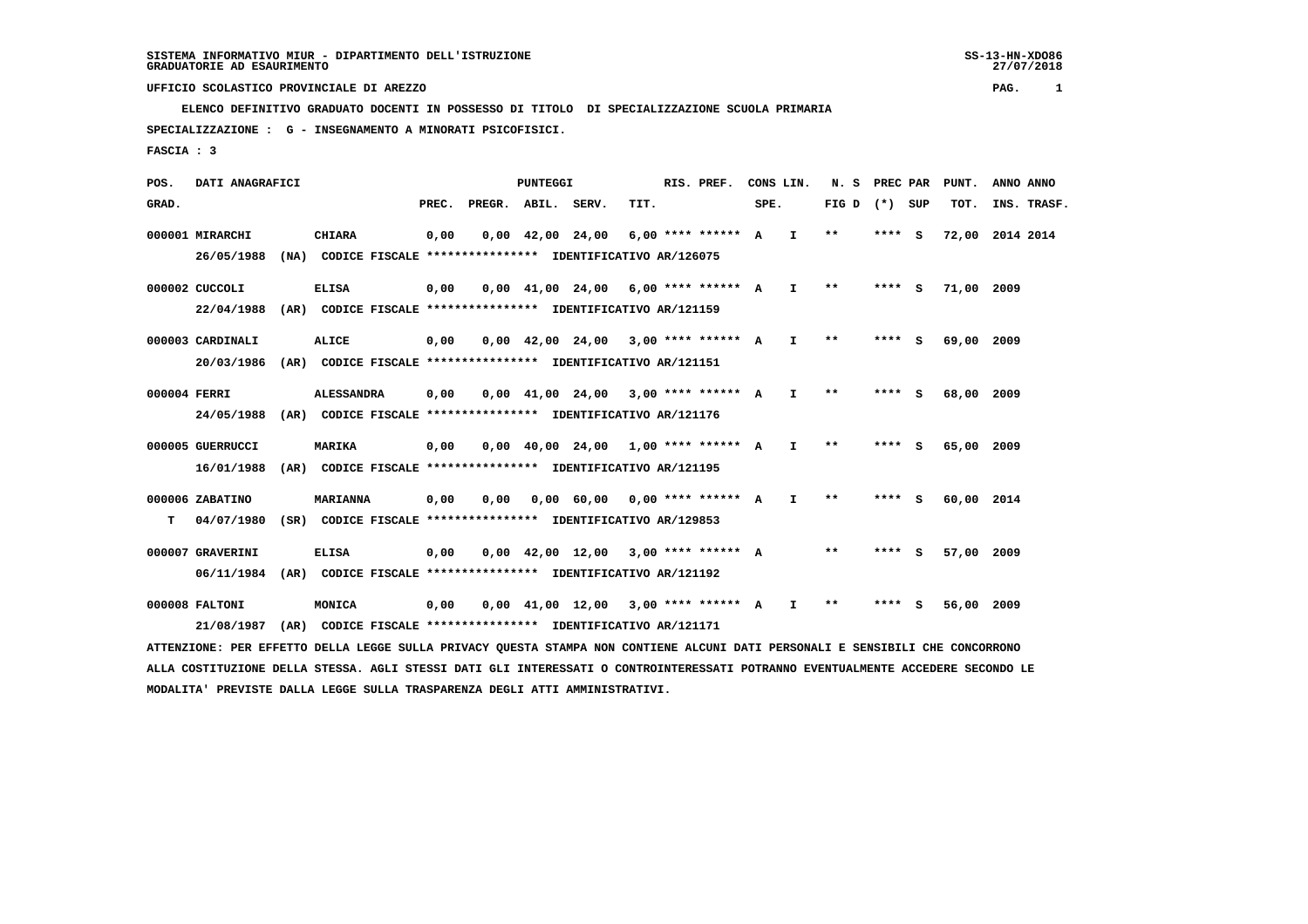SISTEMA INFORMATIVO MIUR - DIPARTIMENTO DELL'ISTRUZIONE
GRADUATORIE AD ESAURIMENTO

UFFICIO SCOLASTICO PROVINCIALE DI AREZZO

**ELENCO DEFINITIVO GRADUATO DOCENTI IN POSSESSO DI TITOLO DI SPECIALIZZAZIONE SCUOLA PRIMARIA**

**SPECIALIZZAZIONE : G - INSEGNAMENTO A MINORATI PSICOFISICI.**

**FASCIA : 3**

| POS. GRAD. | DATI ANAGRAFICI | | PREC. | PREGR. | ABIL. | SERV. | TIT. | RIS. PREF. | CONS SPE. | LIN. | N. S FIG D | PREC PAR (*) | SUP | PUNT. TOT. | ANNO INS. | ANNO TRASF. |
|---|---|---|---|---|---|---|---|---|---|---|---|---|---|---|---|---|
| 000001 | MIRARCHI | CHIARA | 0,00 | 0,00 | 42,00 | 24,00 | 6,00 | **** ****** | A | I | ** | **** | S | 72,00 | 2014 | 2014 |
| | 26/05/1988 (NA) | CODICE FISCALE **************** IDENTIFICATIVO AR/126075 | | | | | | | | | | | | | | |
| 000002 | CUCCOLI | ELISA | 0,00 | 0,00 | 41,00 | 24,00 | 6,00 | **** ****** | A | I | ** | **** | S | 71,00 | 2009 | |
| | 22/04/1988 (AR) | CODICE FISCALE **************** IDENTIFICATIVO AR/121159 | | | | | | | | | | | | | | |
| 000003 | CARDINALI | ALICE | 0,00 | 0,00 | 42,00 | 24,00 | 3,00 | **** ****** | A | I | ** | **** | S | 69,00 | 2009 | |
| | 20/03/1986 (AR) | CODICE FISCALE **************** IDENTIFICATIVO AR/121151 | | | | | | | | | | | | | | |
| 000004 | FERRI | ALESSANDRA | 0,00 | 0,00 | 41,00 | 24,00 | 3,00 | **** ****** | A | I | ** | **** | S | 68,00 | 2009 | |
| | 24/05/1988 (AR) | CODICE FISCALE **************** IDENTIFICATIVO AR/121176 | | | | | | | | | | | | | | |
| 000005 | GUERRUCCI | MARIKA | 0,00 | 0,00 | 40,00 | 24,00 | 1,00 | **** ****** | A | I | ** | **** | S | 65,00 | 2009 | |
| | 16/01/1988 (AR) | CODICE FISCALE **************** IDENTIFICATIVO AR/121195 | | | | | | | | | | | | | | |
| 000006 | ZABATINO | MARIANNA | 0,00 | 0,00 | 0,00 | 60,00 | 0,00 | **** ****** | A | I | ** | **** | S | 60,00 | 2014 | |
| T | 04/07/1980 (SR) | CODICE FISCALE **************** IDENTIFICATIVO AR/129853 | | | | | | | | | | | | | | |
| 000007 | GRAVERINI | ELISA | 0,00 | 0,00 | 42,00 | 12,00 | 3,00 | **** ****** | A | | ** | **** | S | 57,00 | 2009 | |
| | 06/11/1984 (AR) | CODICE FISCALE **************** IDENTIFICATIVO AR/121192 | | | | | | | | | | | | | | |
| 000008 | FALTONI | MONICA | 0,00 | 0,00 | 41,00 | 12,00 | 3,00 | **** ****** | A | I | ** | **** | S | 56,00 | 2009 | |
| | 21/08/1987 (AR) | CODICE FISCALE **************** IDENTIFICATIVO AR/121171 | | | | | | | | | | | | | | |

ATTENZIONE: PER EFFETTO DELLA LEGGE SULLA PRIVACY QUESTA STAMPA NON CONTIENE ALCUNI DATI PERSONALI E SENSIBILI CHE CONCORRONO ALLA COSTITUZIONE DELLA STESSA. AGLI STESSI DATI GLI INTERESSATI O CONTROINTERESSATI POTRANNO EVENTUALMENTE ACCEDERE SECONDO LE MODALITA' PREVISTE DALLA LEGGE SULLA TRASPARENZA DEGLI ATTI AMMINISTRATIVI.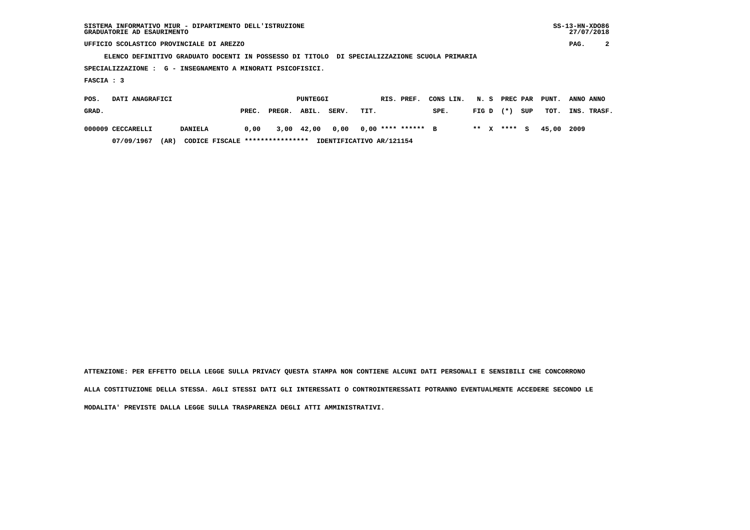SISTEMA INFORMATIVO MIUR - DIPARTIMENTO DELL'ISTRUZIONE
GRADUATORIE AD ESAURIMENTO

UFFICIO SCOLASTICO PROVINCIALE DI AREZZO

ELENCO DEFINITIVO GRADUATO DOCENTI IN POSSESSO DI TITOLO DI SPECIALIZZAZIONE SCUOLA PRIMARIA

SPECIALIZZAZIONE : G - INSEGNAMENTO A MINORATI PSICOFISICI.

FASCIA : 3

| POS. GRAD. | DATI ANAGRAFICI | | PUNTEGGI PREC. | PREGR. | ABIL. | SERV. | TIT. | RIS. PREF. | CONS LIN. SPE. | N. FIG | S D | PREC (*) | PAR SUP | PUNT. TOT. | ANNO INS. | ANNO TRASF. |
|---|---|---|---|---|---|---|---|---|---|---|---|---|---|---|---|---|
| 000009 | CECCARELLI | DANIELA | 0,00 | 3,00 | 42,00 | 0,00 | 0,00 | **** ****** | B | ** | X | **** | S | 45,00 | 2009 | |
| | 07/09/1967 (AR) | CODICE FISCALE **************** IDENTIFICATIVO AR/121154 | | | | | | | | | | | | | | |

ATTENZIONE: PER EFFETTO DELLA LEGGE SULLA PRIVACY QUESTA STAMPA NON CONTIENE ALCUNI DATI PERSONALI E SENSIBILI CHE CONCORRONO ALLA COSTITUZIONE DELLA STESSA. AGLI STESSI DATI GLI INTERESSATI O CONTROINTERESSATI POTRANNO EVENTUALMENTE ACCEDERE SECONDO LE MODALITA' PREVISTE DALLA LEGGE SULLA TRASPARENZA DEGLI ATTI AMMINISTRATIVI.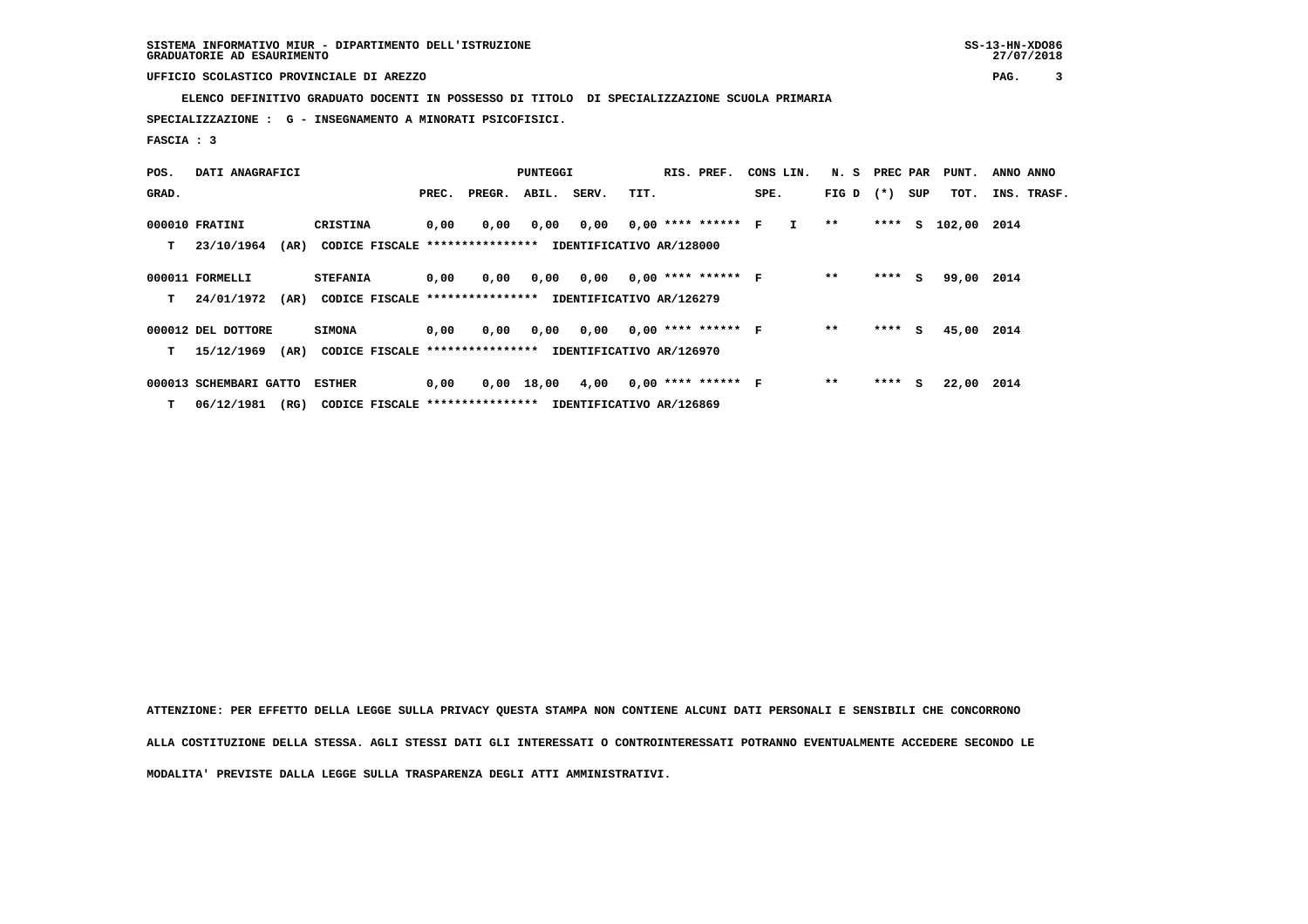SISTEMA INFORMATIVO MIUR - DIPARTIMENTO DELL'ISTRUZIONE
GRADUATORIE AD ESAURIMENTO

UFFICIO SCOLASTICO PROVINCIALE DI AREZZO

**ELENCO DEFINITIVO GRADUATO DOCENTI IN POSSESSO DI TITOLO DI SPECIALIZZAZIONE SCUOLA PRIMARIA**

**SPECIALIZZAZIONE : G - INSEGNAMENTO A MINORATI PSICOFISICI.**

**FASCIA : 3**

| POS. GRAD. | DATI ANAGRAFICI | | PREC. | PREGR. | ABIL. | SERV. | TIT. | RIS. PREF. | CONS SPE. | LIN. | N. S FIG D | PREC (*) | PAR SUP | PUNT. TOT. | ANNO INS. | ANNO TRASF. |
|---|---|---|---|---|---|---|---|---|---|---|---|---|---|---|---|---|
| 000010 | FRATINI | CRISTINA | 0,00 | 0,00 | 0,00 | 0,00 | 0,00 | **** ****** | F | I | ** | **** | S | 102,00 | 2014 | |
| T | 23/10/1964 (AR) | CODICE FISCALE **************** IDENTIFICATIVO AR/128000 | | | | | | | | | | | | | | |
| 000011 | FORMELLI | STEFANIA | 0,00 | 0,00 | 0,00 | 0,00 | 0,00 | **** ****** | F | | ** | **** | S | 99,00 | 2014 | |
| T | 24/01/1972 (AR) | CODICE FISCALE **************** IDENTIFICATIVO AR/126279 | | | | | | | | | | | | | | |
| 000012 | DEL DOTTORE | SIMONA | 0,00 | 0,00 | 0,00 | 0,00 | 0,00 | **** ****** | F | | ** | **** | S | 45,00 | 2014 | |
| T | 15/12/1969 (AR) | CODICE FISCALE **************** IDENTIFICATIVO AR/126970 | | | | | | | | | | | | | | |
| 000013 | SCHEMBARI GATTO | ESTHER | 0,00 | 0,00 | 18,00 | 4,00 | 0,00 | **** ****** | F | | ** | **** | S | 22,00 | 2014 | |
| T | 06/12/1981 (RG) | CODICE FISCALE **************** IDENTIFICATIVO AR/126869 | | | | | | | | | | | | | | |

**ATTENZIONE: PER EFFETTO DELLA LEGGE SULLA PRIVACY QUESTA STAMPA NON CONTIENE ALCUNI DATI PERSONALI E SENSIBILI CHE CONCORRONO ALLA COSTITUZIONE DELLA STESSA. AGLI STESSI DATI GLI INTERESSATI O CONTROINTERESSATI POTRANNO EVENTUALMENTE ACCEDERE SECONDO LE MODALITA' PREVISTE DALLA LEGGE SULLA TRASPARENZA DEGLI ATTI AMMINISTRATIVI.**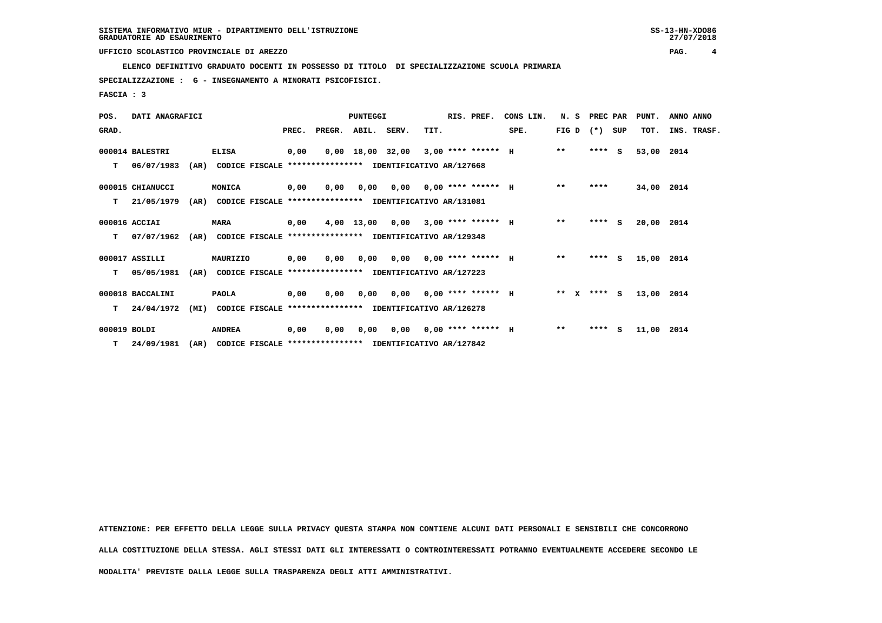SISTEMA INFORMATIVO MIUR - DIPARTIMENTO DELL'ISTRUZIONE
GRADUATORIE AD ESAURIMENTO

UFFICIO SCOLASTICO PROVINCIALE DI AREZZO

ELENCO DEFINITIVO GRADUATO DOCENTI IN POSSESSO DI TITOLO DI SPECIALIZZAZIONE SCUOLA PRIMARIA

SPECIALIZZAZIONE : G - INSEGNAMENTO A MINORATI PSICOFISICI.

FASCIA : 3

| POS. GRAD. | DATI ANAGRAFICI | | PUNTEGGI PREC. | PREGR. | ABIL. | SERV. | TIT. | RIS. PREF. | CONS LIN. SPE. | N. S FIG D | PREC PAR (*) | SUP | PUNT. TOT. | ANNO ANNO INS. TRASF. |
|---|---|---|---|---|---|---|---|---|---|---|---|---|---|---|
| 000014 | BALESTRI | ELISA | 0,00 | 0,00 | 18,00 | 32,00 | 3,00 | **** ****** | H | ** | **** | S | 53,00 | 2014 |
| T | 06/07/1983 (AR) | CODICE FISCALE **************** IDENTIFICATIVO AR/127668 | | | | | | | | | | | | |
| 000015 | CHIANUCCI | MONICA | 0,00 | 0,00 | 0,00 | 0,00 | 0,00 | **** ****** | H | ** | **** | | 34,00 | 2014 |
| T | 21/05/1979 (AR) | CODICE FISCALE **************** IDENTIFICATIVO AR/131081 | | | | | | | | | | | | |
| 000016 | ACCIAI | MARA | 0,00 | 4,00 | 13,00 | 0,00 | 3,00 | **** ****** | H | ** | **** | S | 20,00 | 2014 |
| T | 07/07/1962 (AR) | CODICE FISCALE **************** IDENTIFICATIVO AR/129348 | | | | | | | | | | | | |
| 000017 | ASSILLI | MAURIZIO | 0,00 | 0,00 | 0,00 | 0,00 | 0,00 | **** ****** | H | ** | **** | S | 15,00 | 2014 |
| T | 05/05/1981 (AR) | CODICE FISCALE **************** IDENTIFICATIVO AR/127223 | | | | | | | | | | | | |
| 000018 | BACCALINI | PAOLA | 0,00 | 0,00 | 0,00 | 0,00 | 0,00 | **** ****** | H | ** X | **** | S | 13,00 | 2014 |
| T | 24/04/1972 (MI) | CODICE FISCALE **************** IDENTIFICATIVO AR/126278 | | | | | | | | | | | | |
| 000019 | BOLDI | ANDREA | 0,00 | 0,00 | 0,00 | 0,00 | 0,00 | **** ****** | H | ** | **** | S | 11,00 | 2014 |
| T | 24/09/1981 (AR) | CODICE FISCALE **************** IDENTIFICATIVO AR/127842 | | | | | | | | | | | | |

ATTENZIONE: PER EFFETTO DELLA LEGGE SULLA PRIVACY QUESTA STAMPA NON CONTIENE ALCUNI DATI PERSONALI E SENSIBILI CHE CONCORRONO ALLA COSTITUZIONE DELLA STESSA. AGLI STESSI DATI GLI INTERESSATI O CONTROINTERESSATI POTRANNO EVENTUALMENTE ACCEDERE SECONDO LE MODALITA' PREVISTE DALLA LEGGE SULLA TRASPARENZA DEGLI ATTI AMMINISTRATIVI.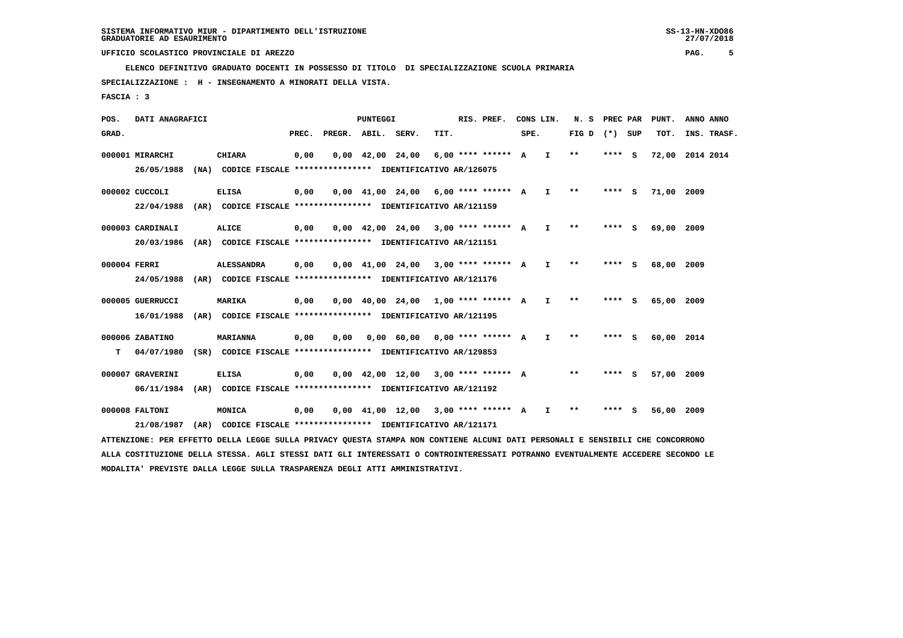SISTEMA INFORMATIVO MIUR - DIPARTIMENTO DELL'ISTRUZIONE
GRADUATORIE AD ESAURIMENTO

UFFICIO SCOLASTICO PROVINCIALE DI AREZZO

ELENCO DEFINITIVO GRADUATO DOCENTI IN POSSESSO DI TITOLO DI SPECIALIZZAZIONE SCUOLA PRIMARIA

SPECIALIZZAZIONE : H - INSEGNAMENTO A MINORATI DELLA VISTA.

FASCIA : 3

| POS. GRAD. | DATI ANAGRAFICI | | PREC. | PREGR. | ABIL. | SERV. | TIT. | RIS. PREF. | CONS SPE. | LIN. | N. S FIG D | PREC PAR (*) | SUP | PUNT. TOT. | ANNO INS. | ANNO TRASF. |
|---|---|---|---|---|---|---|---|---|---|---|---|---|---|---|---|---|
| 000001 | MIRARCHI | CHIARA | 0,00 | 0,00 | 42,00 | 24,00 | 6,00 | **** ****** | A | I | ** | **** | S | 72,00 | 2014 | 2014 |
| | 26/05/1988 (NA) | CODICE FISCALE **************** IDENTIFICATIVO AR/126075 | | | | | | | | | | | | | | |
| 000002 | CUCCOLI | ELISA | 0,00 | 0,00 | 41,00 | 24,00 | 6,00 | **** ****** | A | I | ** | **** | S | 71,00 | 2009 | |
| | 22/04/1988 (AR) | CODICE FISCALE **************** IDENTIFICATIVO AR/121159 | | | | | | | | | | | | | | |
| 000003 | CARDINALI | ALICE | 0,00 | 0,00 | 42,00 | 24,00 | 3,00 | **** ****** | A | I | ** | **** | S | 69,00 | 2009 | |
| | 20/03/1986 (AR) | CODICE FISCALE **************** IDENTIFICATIVO AR/121151 | | | | | | | | | | | | | | |
| 000004 | FERRI | ALESSANDRA | 0,00 | 0,00 | 41,00 | 24,00 | 3,00 | **** ****** | A | I | ** | **** | S | 68,00 | 2009 | |
| | 24/05/1988 (AR) | CODICE FISCALE **************** IDENTIFICATIVO AR/121176 | | | | | | | | | | | | | | |
| 000005 | GUERRUCCI | MARIKA | 0,00 | 0,00 | 40,00 | 24,00 | 1,00 | **** ****** | A | I | ** | **** | S | 65,00 | 2009 | |
| | 16/01/1988 (AR) | CODICE FISCALE **************** IDENTIFICATIVO AR/121195 | | | | | | | | | | | | | | |
| 000006 | ZABATINO | MARIANNA | 0,00 | 0,00 | 0,00 | 60,00 | 0,00 | **** ****** | A | I | ** | **** | S | 60,00 | 2014 | |
| T | 04/07/1980 (SR) | CODICE FISCALE **************** IDENTIFICATIVO AR/129853 | | | | | | | | | | | | | | |
| 000007 | GRAVERINI | ELISA | 0,00 | 0,00 | 42,00 | 12,00 | 3,00 | **** ****** | A | | ** | **** | S | 57,00 | 2009 | |
| | 06/11/1984 (AR) | CODICE FISCALE **************** IDENTIFICATIVO AR/121192 | | | | | | | | | | | | | | |
| 000008 | FALTONI | MONICA | 0,00 | 0,00 | 41,00 | 12,00 | 3,00 | **** ****** | A | I | ** | **** | S | 56,00 | 2009 | |
| | 21/08/1987 (AR) | CODICE FISCALE **************** IDENTIFICATIVO AR/121171 | | | | | | | | | | | | | | |

ATTENZIONE: PER EFFETTO DELLA LEGGE SULLA PRIVACY QUESTA STAMPA NON CONTIENE ALCUNI DATI PERSONALI E SENSIBILI CHE CONCORRONO ALLA COSTITUZIONE DELLA STESSA. AGLI STESSI DATI GLI INTERESSATI O CONTROINTERESSATI POTRANNO EVENTUALMENTE ACCEDERE SECONDO LE MODALITA' PREVISTE DALLA LEGGE SULLA TRASPARENZA DEGLI ATTI AMMINISTRATIVI.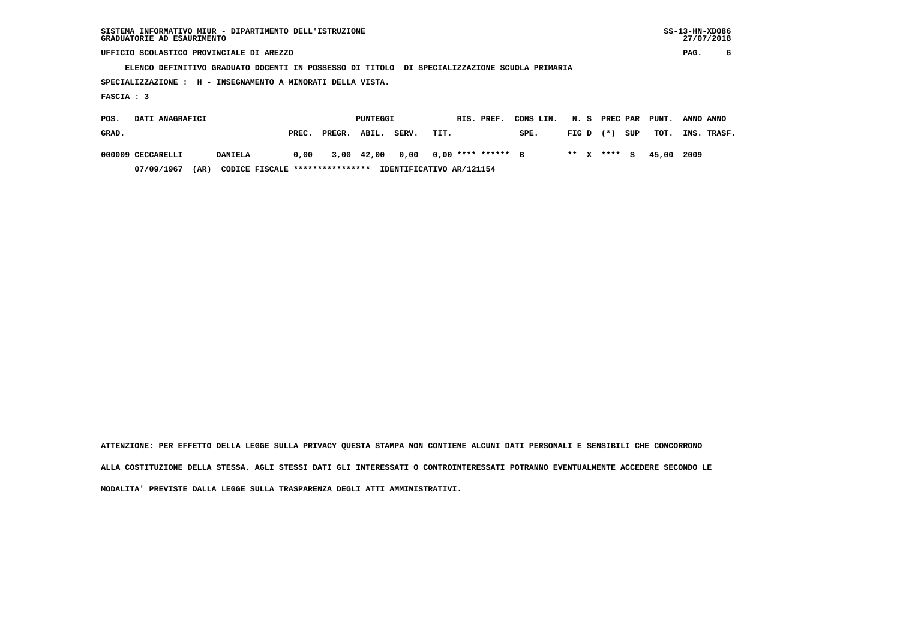SISTEMA INFORMATIVO MIUR - DIPARTIMENTO DELL'ISTRUZIONE
GRADUATORIE AD ESAURIMENTO

UFFICIO SCOLASTICO PROVINCIALE DI AREZZO

ELENCO DEFINITIVO GRADUATO DOCENTI IN POSSESSO DI TITOLO DI SPECIALIZZAZIONE SCUOLA PRIMARIA

SPECIALIZZAZIONE : H - INSEGNAMENTO A MINORATI DELLA VISTA.

FASCIA : 3

| POS. GRAD. | DATI ANAGRAFICI | | PUNTEGGI PREC. | PREGR. | ABIL. | SERV. | TIT. | RIS. PREF. | CONS LIN. SPE. | N. S FIG D | PREC PAR (*) SUP | PUNT. TOT. | ANNO INS. | ANNO TRASF. |
|---|---|---|---|---|---|---|---|---|---|---|---|---|---|---|
| 000009 | CECCARELLI | DANIELA | 0,00 | 3,00 | 42,00 | 0,00 | 0,00 | **** ****** | B | ** X | **** S | 45,00 | 2009 | |
| | 07/09/1967 (AR) | CODICE FISCALE **************** | IDENTIFICATIVO AR/121154 | | | | | | | | | | | |

ATTENZIONE: PER EFFETTO DELLA LEGGE SULLA PRIVACY QUESTA STAMPA NON CONTIENE ALCUNI DATI PERSONALI E SENSIBILI CHE CONCORRONO ALLA COSTITUZIONE DELLA STESSA. AGLI STESSI DATI GLI INTERESSATI O CONTROINTERESSATI POTRANNO EVENTUALMENTE ACCEDERE SECONDO LE MODALITA' PREVISTE DALLA LEGGE SULLA TRASPARENZA DEGLI ATTI AMMINISTRATIVI.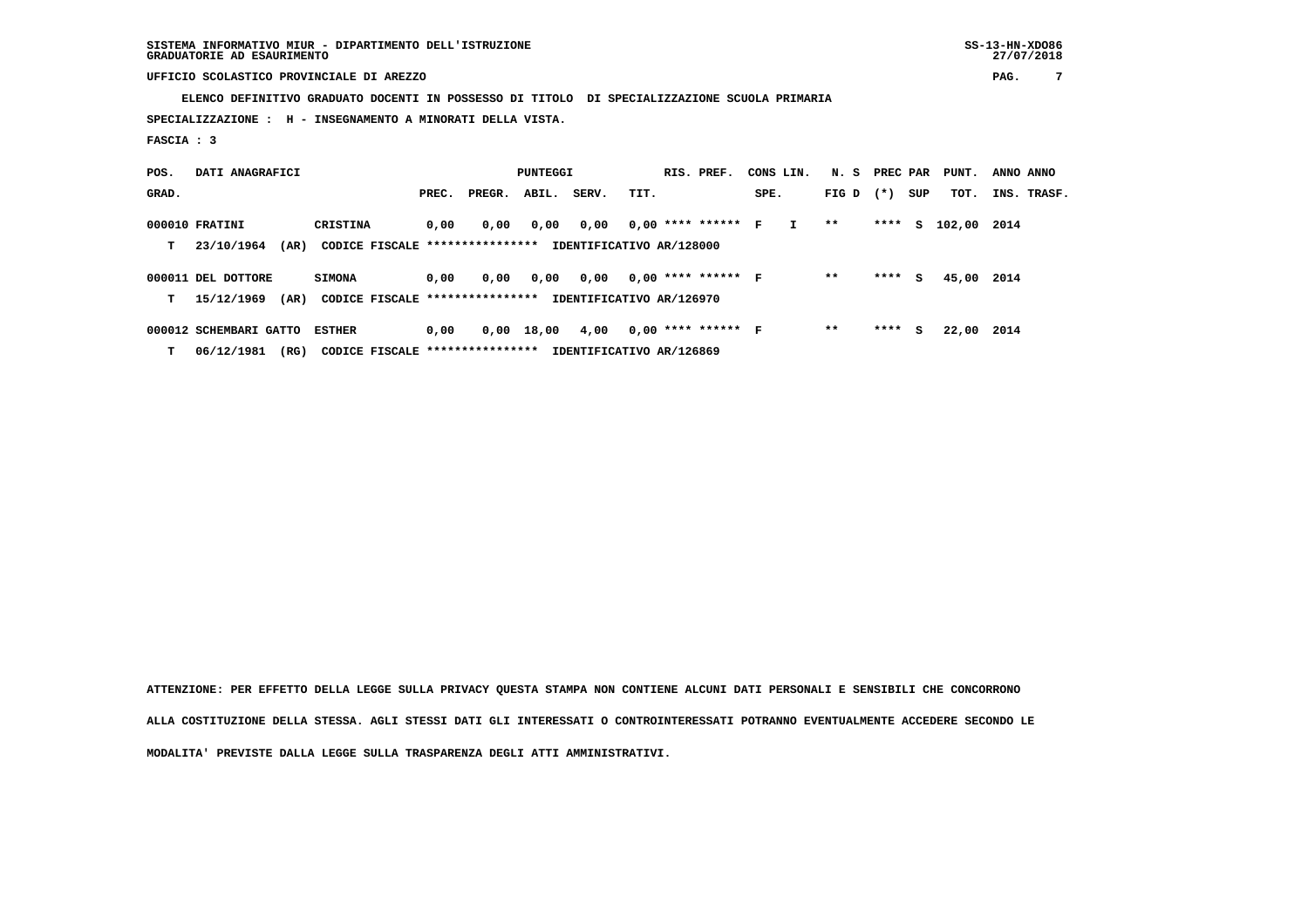SISTEMA INFORMATIVO MIUR - DIPARTIMENTO DELL'ISTRUZIONE
GRADUATORIE AD ESAURIMENTO

UFFICIO SCOLASTICO PROVINCIALE DI AREZZO

ELENCO DEFINITIVO GRADUATO DOCENTI IN POSSESSO DI TITOLO DI SPECIALIZZAZIONE SCUOLA PRIMARIA

SPECIALIZZAZIONE : H - INSEGNAMENTO A MINORATI DELLA VISTA.

FASCIA : 3

| POS. GRAD. | DATI ANAGRAFICI | | PUNTEGGI PREC. | PREGR. | ABIL. | SERV. | TIT. | RIS. PREF. | CONS LIN. SPE. | | N. S FIG D | PREC PAR (*) | SUP | PUNT. TOT. | ANNO INS. | ANNO TRASF. |
|---|---|---|---|---|---|---|---|---|---|---|---|---|---|---|---|---|
| 000010 | FRATINI | CRISTINA | 0,00 | 0,00 | 0,00 | 0,00 | 0,00 | **** ****** | F | I | ** | **** | S | 102,00 | 2014 | |
| T | 23/10/1964 (AR) | CODICE FISCALE **************** | IDENTIFICATIVO AR/128000 | | | | | | | | | | | | | |
| 000011 | DEL DOTTORE | SIMONA | 0,00 | 0,00 | 0,00 | 0,00 | 0,00 | **** ****** | F | | ** | **** | S | 45,00 | 2014 | |
| T | 15/12/1969 (AR) | CODICE FISCALE **************** | IDENTIFICATIVO AR/126970 | | | | | | | | | | | | | |
| 000012 | SCHEMBARI GATTO | ESTHER | 0,00 | 0,00 | 18,00 | 4,00 | 0,00 | **** ****** | F | | ** | **** | S | 22,00 | 2014 | |
| T | 06/12/1981 (RG) | CODICE FISCALE **************** | IDENTIFICATIVO AR/126869 | | | | | | | | | | | | | |

ATTENZIONE: PER EFFETTO DELLA LEGGE SULLA PRIVACY QUESTA STAMPA NON CONTIENE ALCUNI DATI PERSONALI E SENSIBILI CHE CONCORRONO ALLA COSTITUZIONE DELLA STESSA. AGLI STESSI DATI GLI INTERESSATI O CONTROINTERESSATI POTRANNO EVENTUALMENTE ACCEDERE SECONDO LE MODALITA' PREVISTE DALLA LEGGE SULLA TRASPARENZA DEGLI ATTI AMMINISTRATIVI.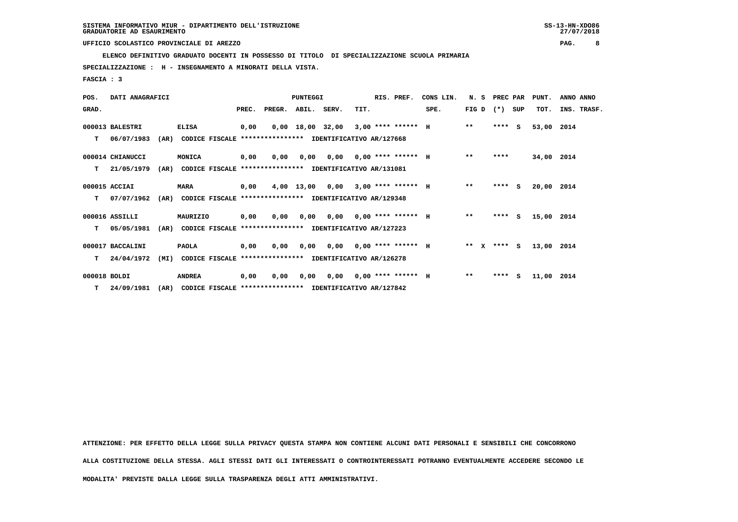SISTEMA INFORMATIVO MIUR - DIPARTIMENTO DELL'ISTRUZIONE
GRADUATORIE AD ESAURIMENTO

UFFICIO SCOLASTICO PROVINCIALE DI AREZZO

ELENCO DEFINITIVO GRADUATO DOCENTI IN POSSESSO DI TITOLO DI SPECIALIZZAZIONE SCUOLA PRIMARIA

SPECIALIZZAZIONE : H - INSEGNAMENTO A MINORATI DELLA VISTA.

FASCIA : 3

| POS. GRAD. | DATI ANAGRAFICI | | PREC. | PREGR. | ABIL. | SERV. | TIT. | RIS. PREF. | CONS LIN. SPE. | N. S FIG D | PREC PAR (*) | SUP | PUNT. TOT. | ANNO INS. | ANNO TRASF. |
|---|---|---|---|---|---|---|---|---|---|---|---|---|---|---|---|
| 000013 | BALESTRI | ELISA | 0,00 | 0,00 | 18,00 | 32,00 | 3,00 | **** ****** | H | ** | **** | S | 53,00 | 2014 | |
| T | 06/07/1983 (AR) | CODICE FISCALE **************** IDENTIFICATIVO AR/127668 | | | | | | | | | | | | | |
| 000014 | CHIANUCCI | MONICA | 0,00 | 0,00 | 0,00 | 0,00 | 0,00 | **** ****** | H | ** | **** | | 34,00 | 2014 | |
| T | 21/05/1979 (AR) | CODICE FISCALE **************** IDENTIFICATIVO AR/131081 | | | | | | | | | | | | | |
| 000015 | ACCIAI | MARA | 0,00 | 4,00 | 13,00 | 0,00 | 3,00 | **** ****** | H | ** | **** | S | 20,00 | 2014 | |
| T | 07/07/1962 (AR) | CODICE FISCALE **************** IDENTIFICATIVO AR/129348 | | | | | | | | | | | | | |
| 000016 | ASSILLI | MAURIZIO | 0,00 | 0,00 | 0,00 | 0,00 | 0,00 | **** ****** | H | ** | **** | S | 15,00 | 2014 | |
| T | 05/05/1981 (AR) | CODICE FISCALE **************** IDENTIFICATIVO AR/127223 | | | | | | | | | | | | | |
| 000017 | BACCALINI | PAOLA | 0,00 | 0,00 | 0,00 | 0,00 | 0,00 | **** ****** | H | ** X | **** | S | 13,00 | 2014 | |
| T | 24/04/1972 (MI) | CODICE FISCALE **************** IDENTIFICATIVO AR/126278 | | | | | | | | | | | | | |
| 000018 | BOLDI | ANDREA | 0,00 | 0,00 | 0,00 | 0,00 | 0,00 | **** ****** | H | ** | **** | S | 11,00 | 2014 | |
| T | 24/09/1981 (AR) | CODICE FISCALE **************** IDENTIFICATIVO AR/127842 | | | | | | | | | | | | | |

ATTENZIONE: PER EFFETTO DELLA LEGGE SULLA PRIVACY QUESTA STAMPA NON CONTIENE ALCUNI DATI PERSONALI E SENSIBILI CHE CONCORRONO ALLA COSTITUZIONE DELLA STESSA. AGLI STESSI DATI GLI INTERESSATI O CONTROINTERESSATI POTRANNO EVENTUALMENTE ACCEDERE SECONDO LE MODALITA' PREVISTE DALLA LEGGE SULLA TRASPARENZA DEGLI ATTI AMMINISTRATIVI.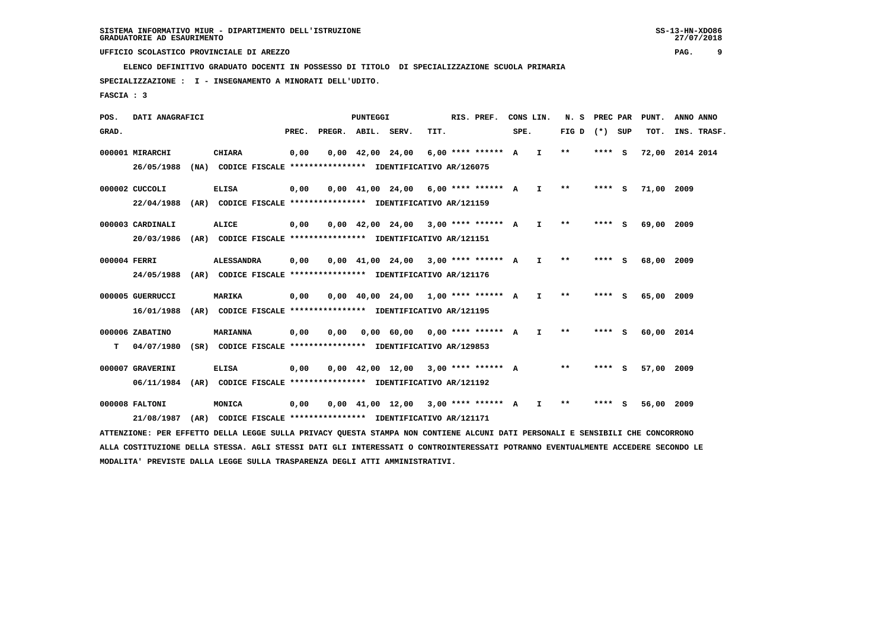SISTEMA INFORMATIVO MIUR - DIPARTIMENTO DELL'ISTRUZIONE
GRADUATORIE AD ESAURIMENTO

UFFICIO SCOLASTICO PROVINCIALE DI AREZZO

ELENCO DEFINITIVO GRADUATO DOCENTI IN POSSESSO DI TITOLO DI SPECIALIZZAZIONE SCUOLA PRIMARIA

SPECIALIZZAZIONE : I - INSEGNAMENTO A MINORATI DELL'UDITO.

FASCIA : 3

| POS. GRAD. | DATI ANAGRAFICI | | PREC. | PREGR. | ABIL. | SERV. | TIT. | RIS. PREF. | CONS LIN. SPE. | | N. S FIG D | PREC PAR (*) SUP | | PUNT. TOT. | ANNO ANNO INS. TRASF. |
|---|---|---|---|---|---|---|---|---|---|---|---|---|---|---|---|
| 000001 | MIRARCHI | CHIARA | 0,00 | 0,00 | 42,00 | 24,00 | 6,00 | **** ****** | A | I | ** | **** | S | 72,00 | 2014 2014 |
| | 26/05/1988 (NA) CODICE FISCALE **************** IDENTIFICATIVO AR/126075 | | | | | | | | | | | | | | |
| 000002 | CUCCOLI | ELISA | 0,00 | 0,00 | 41,00 | 24,00 | 6,00 | **** ****** | A | I | ** | **** | S | 71,00 | 2009 |
| | 22/04/1988 (AR) CODICE FISCALE **************** IDENTIFICATIVO AR/121159 | | | | | | | | | | | | | | |
| 000003 | CARDINALI | ALICE | 0,00 | 0,00 | 42,00 | 24,00 | 3,00 | **** ****** | A | I | ** | **** | S | 69,00 | 2009 |
| | 20/03/1986 (AR) CODICE FISCALE **************** IDENTIFICATIVO AR/121151 | | | | | | | | | | | | | | |
| 000004 | FERRI | ALESSANDRA | 0,00 | 0,00 | 41,00 | 24,00 | 3,00 | **** ****** | A | I | ** | **** | S | 68,00 | 2009 |
| | 24/05/1988 (AR) CODICE FISCALE **************** IDENTIFICATIVO AR/121176 | | | | | | | | | | | | | | |
| 000005 | GUERRUCCI | MARIKA | 0,00 | 0,00 | 40,00 | 24,00 | 1,00 | **** ****** | A | I | ** | **** | S | 65,00 | 2009 |
| | 16/01/1988 (AR) CODICE FISCALE **************** IDENTIFICATIVO AR/121195 | | | | | | | | | | | | | | |
| 000006 | ZABATINO | MARIANNA | 0,00 | 0,00 | 0,00 | 60,00 | 0,00 | **** ****** | A | I | ** | **** | S | 60,00 | 2014 |
| T | 04/07/1980 (SR) CODICE FISCALE **************** IDENTIFICATIVO AR/129853 | | | | | | | | | | | | | | |
| 000007 | GRAVERINI | ELISA | 0,00 | 0,00 | 42,00 | 12,00 | 3,00 | **** ****** | A | | ** | **** | S | 57,00 | 2009 |
| | 06/11/1984 (AR) CODICE FISCALE **************** IDENTIFICATIVO AR/121192 | | | | | | | | | | | | | | |
| 000008 | FALTONI | MONICA | 0,00 | 0,00 | 41,00 | 12,00 | 3,00 | **** ****** | A | I | ** | **** | S | 56,00 | 2009 |
| | 21/08/1987 (AR) CODICE FISCALE **************** IDENTIFICATIVO AR/121171 | | | | | | | | | | | | | | |

ATTENZIONE: PER EFFETTO DELLA LEGGE SULLA PRIVACY QUESTA STAMPA NON CONTIENE ALCUNI DATI PERSONALI E SENSIBILI CHE CONCORRONO ALLA COSTITUZIONE DELLA STESSA. AGLI STESSI DATI GLI INTERESSATI O CONTROINTERESSATI POTRANNO EVENTUALMENTE ACCEDERE SECONDO LE MODALITA' PREVISTE DALLA LEGGE SULLA TRASPARENZA DEGLI ATTI AMMINISTRATIVI.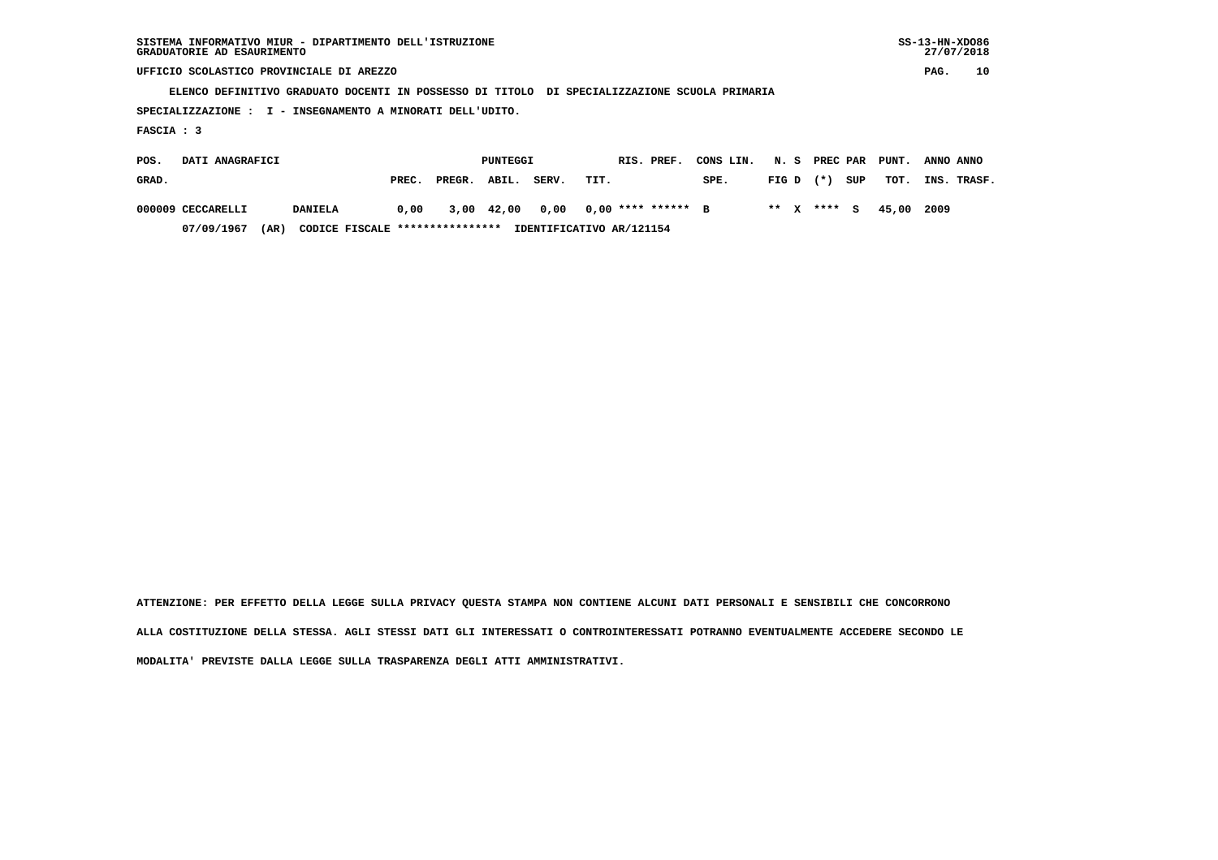SISTEMA INFORMATIVO MIUR - DIPARTIMENTO DELL'ISTRUZIONE
GRADUATORIE AD ESAURIMENTO

UFFICIO SCOLASTICO PROVINCIALE DI AREZZO

ELENCO DEFINITIVO GRADUATO DOCENTI IN POSSESSO DI TITOLO DI SPECIALIZZAZIONE SCUOLA PRIMARIA

SPECIALIZZAZIONE : I - INSEGNAMENTO A MINORATI DELL'UDITO.

FASCIA : 3

| POS. GRAD. | DATI ANAGRAFICI | | PREC. | PREGR. | ABIL. | SERV. | TIT. | RIS. PREF. | CONS LIN. SPE. | N. S FIG D | PREC (*) | PAR SUP | PUNT. TOT. | ANNO INS. | ANNO TRASF. |
|---|---|---|---|---|---|---|---|---|---|---|---|---|---|---|---|
| 000009 | CECCARELLI | DANIELA | 0,00 | 3,00 | 42,00 | 0,00 | 0,00 | **** ****** | B | ** X | **** | S | 45,00 | 2009 | |
| | 07/09/1967 (AR) | CODICE FISCALE **************** | IDENTIFICATIVO AR/121154 | | | | | | | | | | | | |

ATTENZIONE: PER EFFETTO DELLA LEGGE SULLA PRIVACY QUESTA STAMPA NON CONTIENE ALCUNI DATI PERSONALI E SENSIBILI CHE CONCORRONO ALLA COSTITUZIONE DELLA STESSA. AGLI STESSI DATI GLI INTERESSATI O CONTROINTERESSATI POTRANNO EVENTUALMENTE ACCEDERE SECONDO LE MODALITA' PREVISTE DALLA LEGGE SULLA TRASPARENZA DEGLI ATTI AMMINISTRATIVI.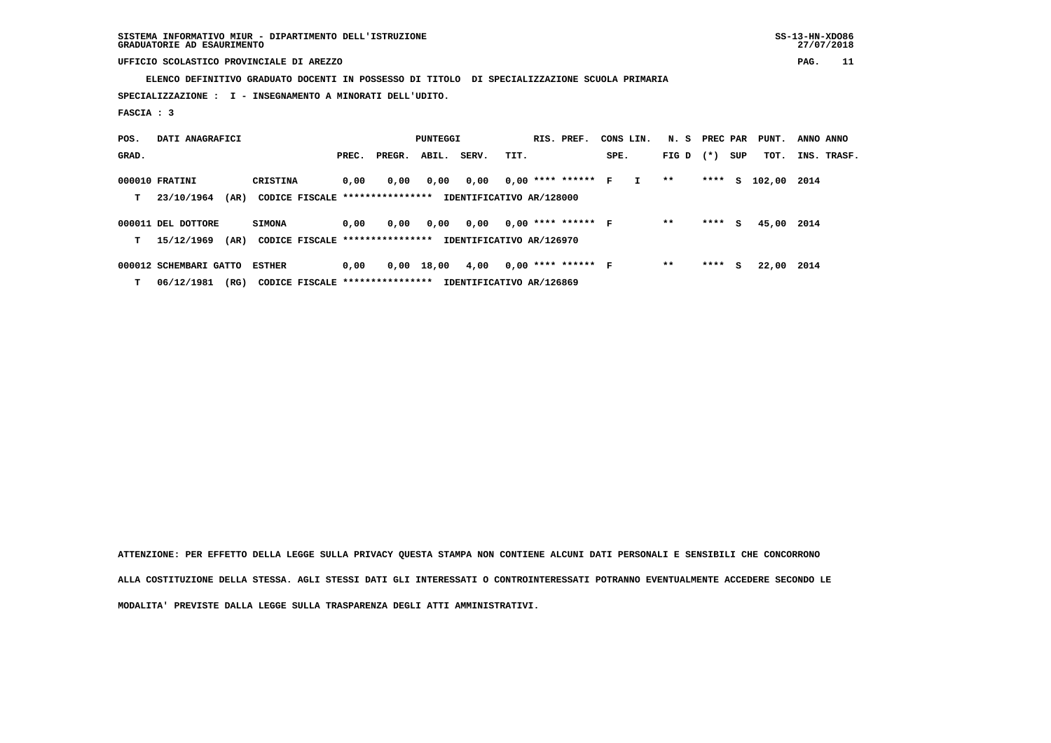SISTEMA INFORMATIVO MIUR - DIPARTIMENTO DELL'ISTRUZIONE
GRADUATORIE AD ESAURIMENTO

UFFICIO SCOLASTICO PROVINCIALE DI AREZZO

ELENCO DEFINITIVO GRADUATO DOCENTI IN POSSESSO DI TITOLO DI SPECIALIZZAZIONE SCUOLA PRIMARIA

SPECIALIZZAZIONE : I - INSEGNAMENTO A MINORATI DELL'UDITO.

FASCIA : 3

| POS. GRAD. | DATI ANAGRAFICI | | PREC. | PREGR. | ABIL. | SERV. | TIT. | RIS. PREF. | CONS SPE. | LIN. | N. S FIG D | PREC (*) | PAR SUP | PUNT. TOT. | ANNO INS. | ANNO TRASF. |
|---|---|---|---|---|---|---|---|---|---|---|---|---|---|---|---|---|
| 000010 | FRATINI | CRISTINA | 0,00 | 0,00 | 0,00 | 0,00 | 0,00 | **** ****** | F | I | ** | **** | S | 102,00 | 2014 | |
| T | 23/10/1964 (AR) | CODICE FISCALE **************** IDENTIFICATIVO AR/128000 | | | | | | | | | | | | | | |
| 000011 | DEL DOTTORE | SIMONA | 0,00 | 0,00 | 0,00 | 0,00 | 0,00 | **** ****** | F | | ** | **** | S | 45,00 | 2014 | |
| T | 15/12/1969 (AR) | CODICE FISCALE **************** IDENTIFICATIVO AR/126970 | | | | | | | | | | | | | | |
| 000012 | SCHEMBARI GATTO | ESTHER | 0,00 | 0,00 | 18,00 | 4,00 | 0,00 | **** ****** | F | | ** | **** | S | 22,00 | 2014 | |
| T | 06/12/1981 (RG) | CODICE FISCALE **************** IDENTIFICATIVO AR/126869 | | | | | | | | | | | | | | |

ATTENZIONE: PER EFFETTO DELLA LEGGE SULLA PRIVACY QUESTA STAMPA NON CONTIENE ALCUNI DATI PERSONALI E SENSIBILI CHE CONCORRONO ALLA COSTITUZIONE DELLA STESSA. AGLI STESSI DATI GLI INTERESSATI O CONTROINTERESSATI POTRANNO EVENTUALMENTE ACCEDERE SECONDO LE MODALITA' PREVISTE DALLA LEGGE SULLA TRASPARENZA DEGLI ATTI AMMINISTRATIVI.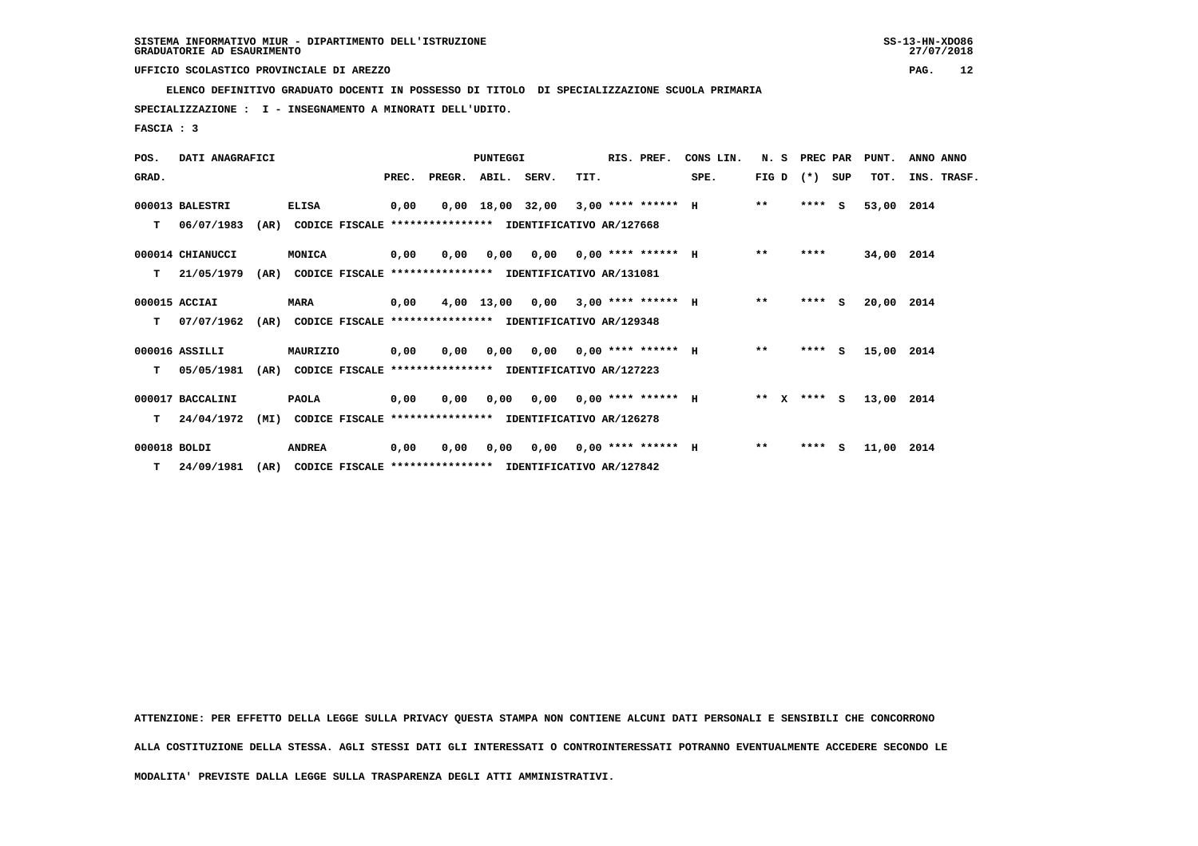SISTEMA INFORMATIVO MIUR - DIPARTIMENTO DELL'ISTRUZIONE
GRADUATORIE AD ESAURIMENTO

UFFICIO SCOLASTICO PROVINCIALE DI AREZZO

**ELENCO DEFINITIVO GRADUATO DOCENTI IN POSSESSO DI TITOLO DI SPECIALIZZAZIONE SCUOLA PRIMARIA**

**SPECIALIZZAZIONE : I - INSEGNAMENTO A MINORATI DELL'UDITO.**

**FASCIA : 3**

| POS. GRAD. | DATI ANAGRAFICI | | PUNTEGGI PREC. | PREGR. | ABIL. | SERV. | TIT. | RIS. PREF. | CONS LIN. SPE. | N. S FIG D | PREC PAR (*) | SUP | PUNT. TOT. | ANNO ANNO INS. TRASF. |
|---|---|---|---|---|---|---|---|---|---|---|---|---|---|---|
| 000013 | BALESTRI | ELISA | 0,00 | 0,00 | 18,00 | 32,00 | 3,00 | **** ****** | H | ** | **** | S | 53,00 | 2014 |
| T | 06/07/1983 (AR) | CODICE FISCALE **************** IDENTIFICATIVO AR/127668 | | | | | | | | | | | | |
| 000014 | CHIANUCCI | MONICA | 0,00 | 0,00 | 0,00 | 0,00 | 0,00 | **** ****** | H | ** | **** | | 34,00 | 2014 |
| T | 21/05/1979 (AR) | CODICE FISCALE **************** IDENTIFICATIVO AR/131081 | | | | | | | | | | | | |
| 000015 | ACCIAI | MARA | 0,00 | 4,00 | 13,00 | 0,00 | 3,00 | **** ****** | H | ** | **** | S | 20,00 | 2014 |
| T | 07/07/1962 (AR) | CODICE FISCALE **************** IDENTIFICATIVO AR/129348 | | | | | | | | | | | | |
| 000016 | ASSILLI | MAURIZIO | 0,00 | 0,00 | 0,00 | 0,00 | 0,00 | **** ****** | H | ** | **** | S | 15,00 | 2014 |
| T | 05/05/1981 (AR) | CODICE FISCALE **************** IDENTIFICATIVO AR/127223 | | | | | | | | | | | | |
| 000017 | BACCALINI | PAOLA | 0,00 | 0,00 | 0,00 | 0,00 | 0,00 | **** ****** | H | ** X | **** | S | 13,00 | 2014 |
| T | 24/04/1972 (MI) | CODICE FISCALE **************** IDENTIFICATIVO AR/126278 | | | | | | | | | | | | |
| 000018 | BOLDI | ANDREA | 0,00 | 0,00 | 0,00 | 0,00 | 0,00 | **** ****** | H | ** | **** | S | 11,00 | 2014 |
| T | 24/09/1981 (AR) | CODICE FISCALE **************** IDENTIFICATIVO AR/127842 | | | | | | | | | | | | |

ATTENZIONE: PER EFFETTO DELLA LEGGE SULLA PRIVACY QUESTA STAMPA NON CONTIENE ALCUNI DATI PERSONALI E SENSIBILI CHE CONCORRONO ALLA COSTITUZIONE DELLA STESSA. AGLI STESSI DATI GLI INTERESSATI O CONTROINTERESSATI POTRANNO EVENTUALMENTE ACCEDERE SECONDO LE MODALITA' PREVISTE DALLA LEGGE SULLA TRASPARENZA DEGLI ATTI AMMINISTRATIVI.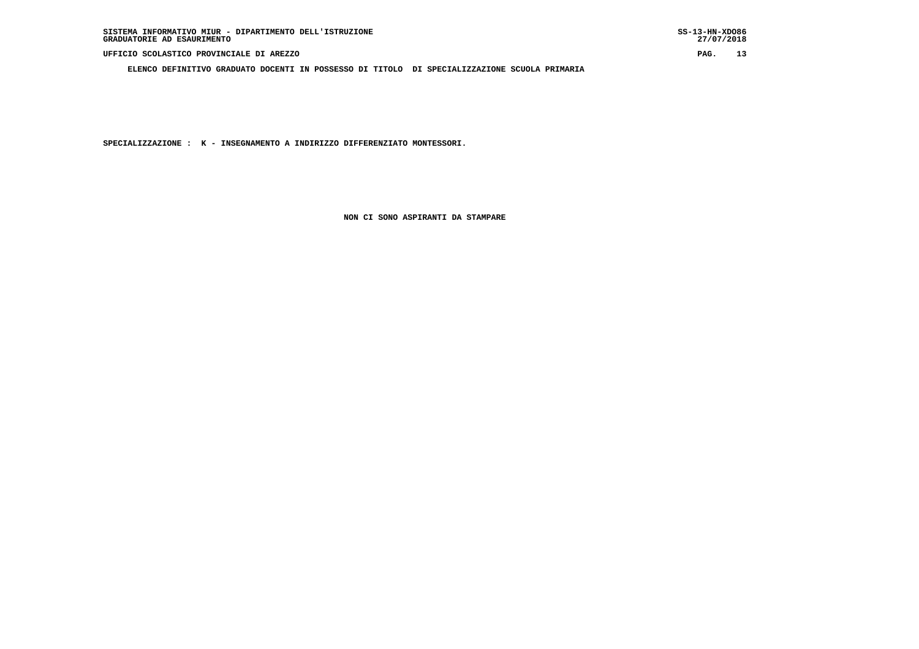SISTEMA INFORMATIVO MIUR - DIPARTIMENTO DELL'ISTRUZIONE
GRADUATORIE AD ESAURIMENTO

SS-13-HN-XDO86
27/07/2018

UFFICIO SCOLASTICO PROVINCIALE DI AREZZO

**ELENCO DEFINITIVO GRADUATO DOCENTI IN POSSESSO DI TITOLO DI SPECIALIZZAZIONE SCUOLA PRIMARIA**

**SPECIALIZZAZIONE : K - INSEGNAMENTO A INDIRIZZO DIFFERENZIATO MONTESSORI.**

**NON CI SONO ASPIRANTI DA STAMPARE**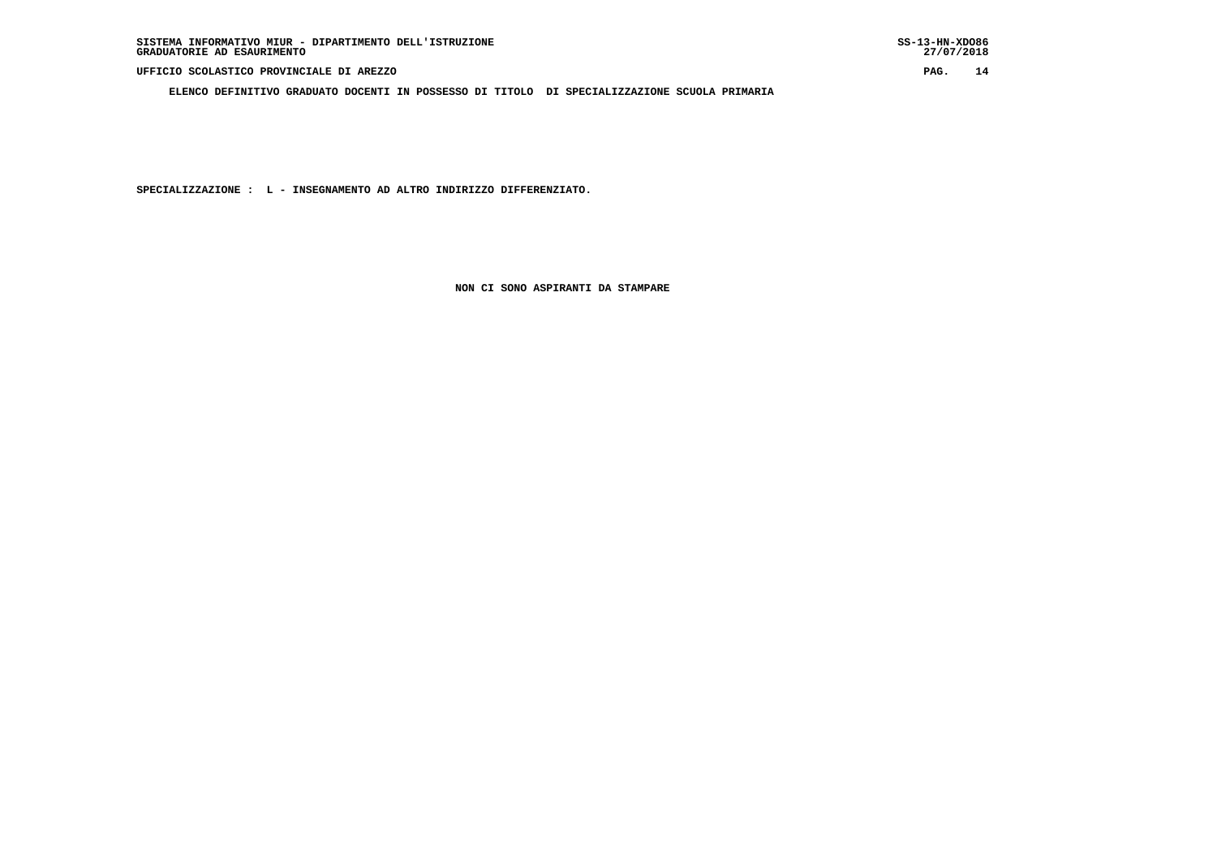ELENCO DEFINITIVO GRADUATO DOCENTI IN POSSESSO DI TITOLO DI SPECIALIZZAZIONE SCUOLA PRIMARIA

SPECIALIZZAZIONE : L - INSEGNAMENTO AD ALTRO INDIRIZZO DIFFERENZIATO.

NON CI SONO ASPIRANTI DA STAMPARE